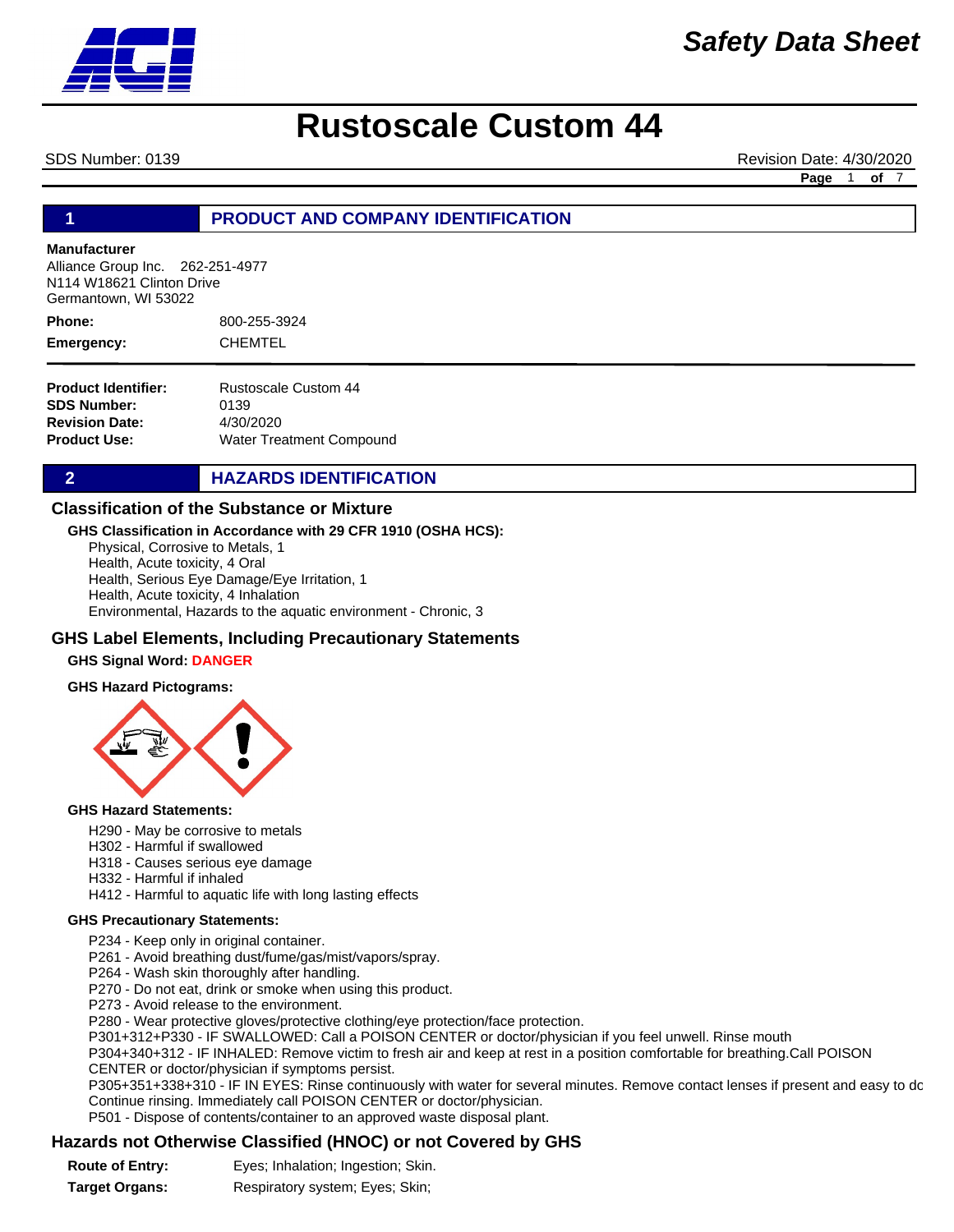# Safety Data Sheet

# Rustoscale Custom 44

SDS Number: 0139 Revision Date: 4/30/2020

## 1 PRODUCT AND COMPANY IDENTIFICATION

**Manufacturer**
Alliance Group Inc. 262-251-4977
N114 W18621 Clinton Drive
Germantown, WI 53022

**Phone:** 800-255-3924
**Emergency:** CHEMTEL

**Product Identifier:** Rustoscale Custom 44
**SDS Number:** 0139
**Revision Date:** 4/30/2020
**Product Use:** Water Treatment Compound

## 2 HAZARDS IDENTIFICATION

### Classification of the Substance or Mixture

**GHS Classification in Accordance with 29 CFR 1910 (OSHA HCS):**

Physical, Corrosive to Metals, 1
Health, Acute toxicity, 4 Oral
Health, Serious Eye Damage/Eye Irritation, 1
Health, Acute toxicity, 4 Inhalation
Environmental, Hazards to the aquatic environment - Chronic, 3

### GHS Label Elements, Including Precautionary Statements

**GHS Signal Word:** **DANGER**

**GHS Hazard Pictograms:**

**GHS Hazard Statements:**

H290 - May be corrosive to metals
H302 - Harmful if swallowed
H318 - Causes serious eye damage
H332 - Harmful if inhaled
H412 - Harmful to aquatic life with long lasting effects

**GHS Precautionary Statements:**

P234 - Keep only in original container.
P261 - Avoid breathing dust/fume/gas/mist/vapors/spray.
P264 - Wash skin thoroughly after handling.
P270 - Do not eat, drink or smoke when using this product.
P273 - Avoid release to the environment.
P280 - Wear protective gloves/protective clothing/eye protection/face protection.
P301+312+P330 - IF SWALLOWED: Call a POISON CENTER or doctor/physician if you feel unwell. Rinse mouth
P304+340+312 - IF INHALED: Remove victim to fresh air and keep at rest in a position comfortable for breathing.Call POISON CENTER or doctor/physician if symptoms persist.
P305+351+338+310 - IF IN EYES: Rinse continuously with water for several minutes. Remove contact lenses if present and easy to do. Continue rinsing. Immediately call POISON CENTER or doctor/physician.
P501 - Dispose of contents/container to an approved waste disposal plant.

### Hazards not Otherwise Classified (HNOC) or not Covered by GHS

**Route of Entry:** Eyes; Inhalation; Ingestion; Skin.
**Target Organs:** Respiratory system; Eyes; Skin;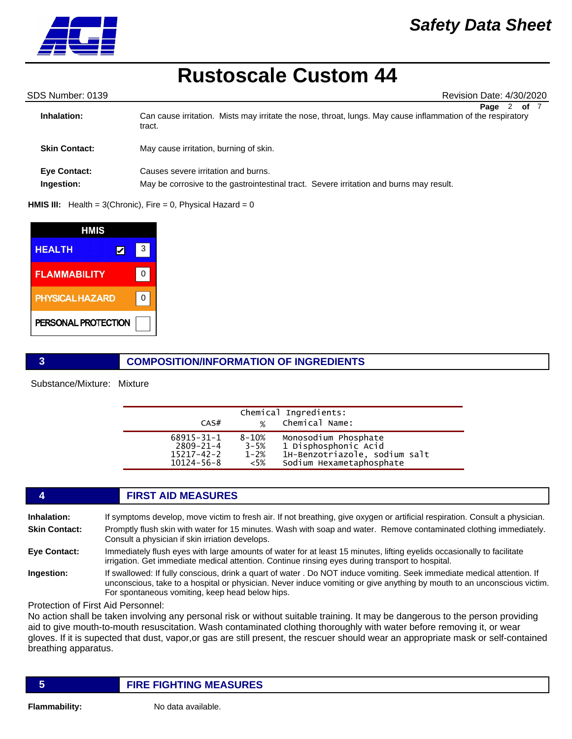**Inhalation:** Can cause irritation. Mists may irritate the nose, throat, lungs. May cause inflammation of the respiratory tract.

**Skin Contact:** May cause irritation, burning of skin.

**Eye Contact:** Causes severe irritation and burns.

**Ingestion:** May be corrosive to the gastrointestinal tract. Severe irritation and burns may result.

**HMIS III:** Health = 3(Chronic), Fire = 0, Physical Hazard = 0

| HMIS | |
|---|---|
| HEALTH ☑ | 3 |
| FLAMMABILITY | 0 |
| PHYSICAL HAZARD | 0 |
| PERSONAL PROTECTION | |

## 3 COMPOSITION/INFORMATION OF INGREDIENTS

Substance/Mixture: Mixture

Chemical Ingredients:

| CAS# | % | Chemical Name: |
|---|---|---|
| 68915-31-1 | 8-10% | Monosodium Phosphate |
| 2809-21-4 | 3-5% | 1 Disphosphonic Acid |
| 15217-42-2 | 1-2% | 1H-Benzotriazole, sodium salt |
| 10124-56-8 | <5% | Sodium Hexametaphosphate |

## 4 FIRST AID MEASURES

**Inhalation:** If symptoms develop, move victim to fresh air. If not breathing, give oxygen or artificial respiration. Consult a physician.

**Skin Contact:** Promptly flush skin with water for 15 minutes. Wash with soap and water. Remove contaminated clothing immediately. Consult a physician if skin irriation develops.

**Eye Contact:** Immediately flush eyes with large amounts of water for at least 15 minutes, lifting eyelids occasionally to facilitate irrigation. Get immediate medical attention. Continue rinsing eyes during transport to hospital.

**Ingestion:** If swallowed: If fully conscious, drink a quart of water . Do NOT induce vomiting. Seek immediate medical attention. If unconscious, take to a hospital or physician. Never induce vomiting or give anything by mouth to an unconscious victim. For spontaneous vomiting, keep head below hips.

Protection of First Aid Personnel:
No action shall be taken involving any personal risk or without suitable training. It may be dangerous to the person providing aid to give mouth-to-mouth resuscitation. Wash contaminated clothing thoroughly with water before removing it, or wear gloves. If it is supected that dust, vapor,or gas are still present, the rescuer should wear an appropriate mask or self-contained breathing apparatus.

## 5 FIRE FIGHTING MEASURES

**Flammability:** No data available.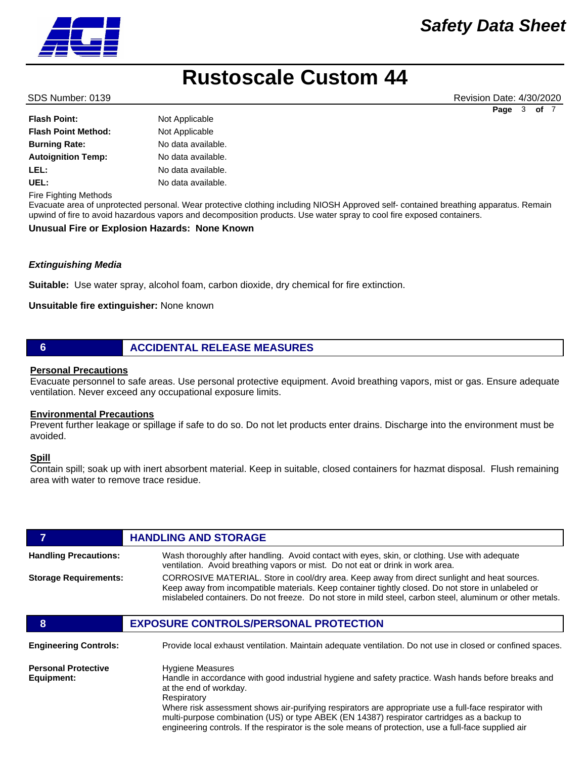| | |
|---|---|
| **Flash Point:** | Not Applicable |
| **Flash Point Method:** | Not Applicable |
| **Burning Rate:** | No data available. |
| **Autoignition Temp:** | No data available. |
| **LEL:** | No data available. |
| **UEL:** | No data available. |

Fire Fighting Methods

Evacuate area of unprotected personal. Wear protective clothing including NIOSH Approved self- contained breathing apparatus. Remain upwind of fire to avoid hazardous vapors and decomposition products. Use water spray to cool fire exposed containers.

**Unusual Fire or Explosion Hazards: None Known**

***Extinguishing Media***

**Suitable:** Use water spray, alcohol foam, carbon dioxide, dry chemical for fire extinction.

**Unsuitable fire extinguisher:** None known

## 6 ACCIDENTAL RELEASE MEASURES

**Personal Precautions**

Evacuate personnel to safe areas. Use personal protective equipment. Avoid breathing vapors, mist or gas. Ensure adequate ventilation. Never exceed any occupational exposure limits.

**Environmental Precautions**

Prevent further leakage or spillage if safe to do so. Do not let products enter drains. Discharge into the environment must be avoided.

**Spill**

Contain spill; soak up with inert absorbent material. Keep in suitable, closed containers for hazmat disposal. Flush remaining area with water to remove trace residue.

## 7 HANDLING AND STORAGE

**Handling Precautions:** Wash thoroughly after handling. Avoid contact with eyes, skin, or clothing. Use with adequate ventilation. Avoid breathing vapors or mist. Do not eat or drink in work area.

**Storage Requirements:** CORROSIVE MATERIAL. Store in cool/dry area. Keep away from direct sunlight and heat sources. Keep away from incompatible materials. Keep container tightly closed. Do not store in unlabeled or mislabeled containers. Do not freeze. Do not store in mild steel, carbon steel, aluminum or other metals.

## 8 EXPOSURE CONTROLS/PERSONAL PROTECTION

**Engineering Controls:** Provide local exhaust ventilation. Maintain adequate ventilation. Do not use in closed or confined spaces.

**Personal Protective Equipment:**

Hygiene Measures

Handle in accordance with good industrial hygiene and safety practice. Wash hands before breaks and at the end of workday.

Respiratory

Where risk assessment shows air-purifying respirators are appropriate use a full-face respirator with multi-purpose combination (US) or type ABEK (EN 14387) respirator cartridges as a backup to engineering controls. If the respirator is the sole means of protection, use a full-face supplied air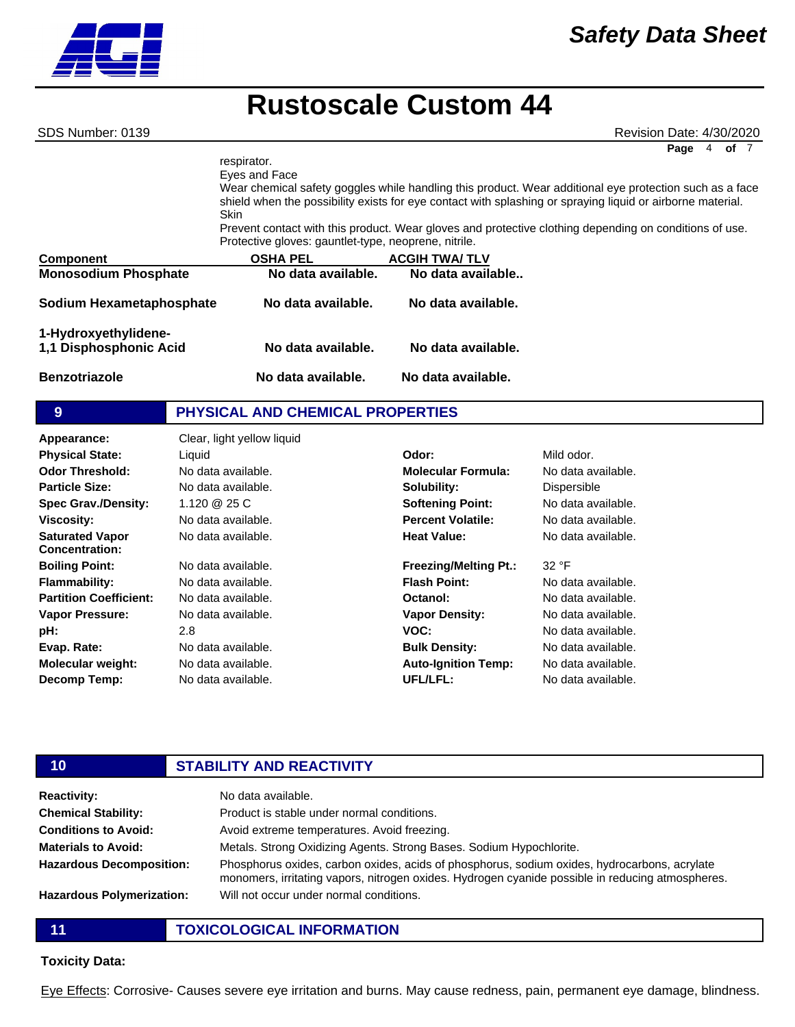respirator.

Eyes and Face

Wear chemical safety goggles while handling this product. Wear additional eye protection such as a face shield when the possibility exists for eye contact with splashing or spraying liquid or airborne material.

Skin

Prevent contact with this product. Wear gloves and protective clothing depending on conditions of use. Protective gloves: gauntlet-type, neoprene, nitrile.

| Component | OSHA PEL | ACGIH TWA/ TLV |
|---|---|---|
| **Monosodium Phosphate** | **No data available.** | **No data available..** |
| **Sodium Hexametaphosphate** | **No data available.** | **No data available.** |
| **1-Hydroxyethylidene-1,1 Disphosphonic Acid** | **No data available.** | **No data available.** |
| **Benzotriazole** | **No data available.** | **No data available.** |

## 9 PHYSICAL AND CHEMICAL PROPERTIES

**Appearance:** Clear, light yellow liquid

| | | | |
|---|---|---|---|
| **Physical State:** | Liquid | **Odor:** | Mild odor. |
| **Odor Threshold:** | No data available. | **Molecular Formula:** | No data available. |
| **Particle Size:** | No data available. | **Solubility:** | Dispersible |
| **Spec Grav./Density:** | 1.120 @ 25 C | **Softening Point:** | No data available. |
| **Viscosity:** | No data available. | **Percent Volatile:** | No data available. |
| **Saturated Vapor Concentration:** | No data available. | **Heat Value:** | No data available. |
| **Boiling Point:** | No data available. | **Freezing/Melting Pt.:** | 32 °F |
| **Flammability:** | No data available. | **Flash Point:** | No data available. |
| **Partition Coefficient:** | No data available. | **Octanol:** | No data available. |
| **Vapor Pressure:** | No data available. | **Vapor Density:** | No data available. |
| **pH:** | 2.8 | **VOC:** | No data available. |
| **Evap. Rate:** | No data available. | **Bulk Density:** | No data available. |
| **Molecular weight:** | No data available. | **Auto-Ignition Temp:** | No data available. |
| **Decomp Temp:** | No data available. | **UFL/LFL:** | No data available. |

## 10 STABILITY AND REACTIVITY

**Reactivity:** No data available.

**Chemical Stability:** Product is stable under normal conditions.

**Conditions to Avoid:** Avoid extreme temperatures. Avoid freezing.

**Materials to Avoid:** Metals. Strong Oxidizing Agents. Strong Bases. Sodium Hypochlorite.

**Hazardous Decomposition:** Phosphorus oxides, carbon oxides, acids of phosphorus, sodium oxides, hydrocarbons, acrylate monomers, irritating vapors, nitrogen oxides. Hydrogen cyanide possible in reducing atmospheres.

**Hazardous Polymerization:** Will not occur under normal conditions.

## 11 TOXICOLOGICAL INFORMATION

**Toxicity Data:**

Eye Effects: Corrosive- Causes severe eye irritation and burns. May cause redness, pain, permanent eye damage, blindness.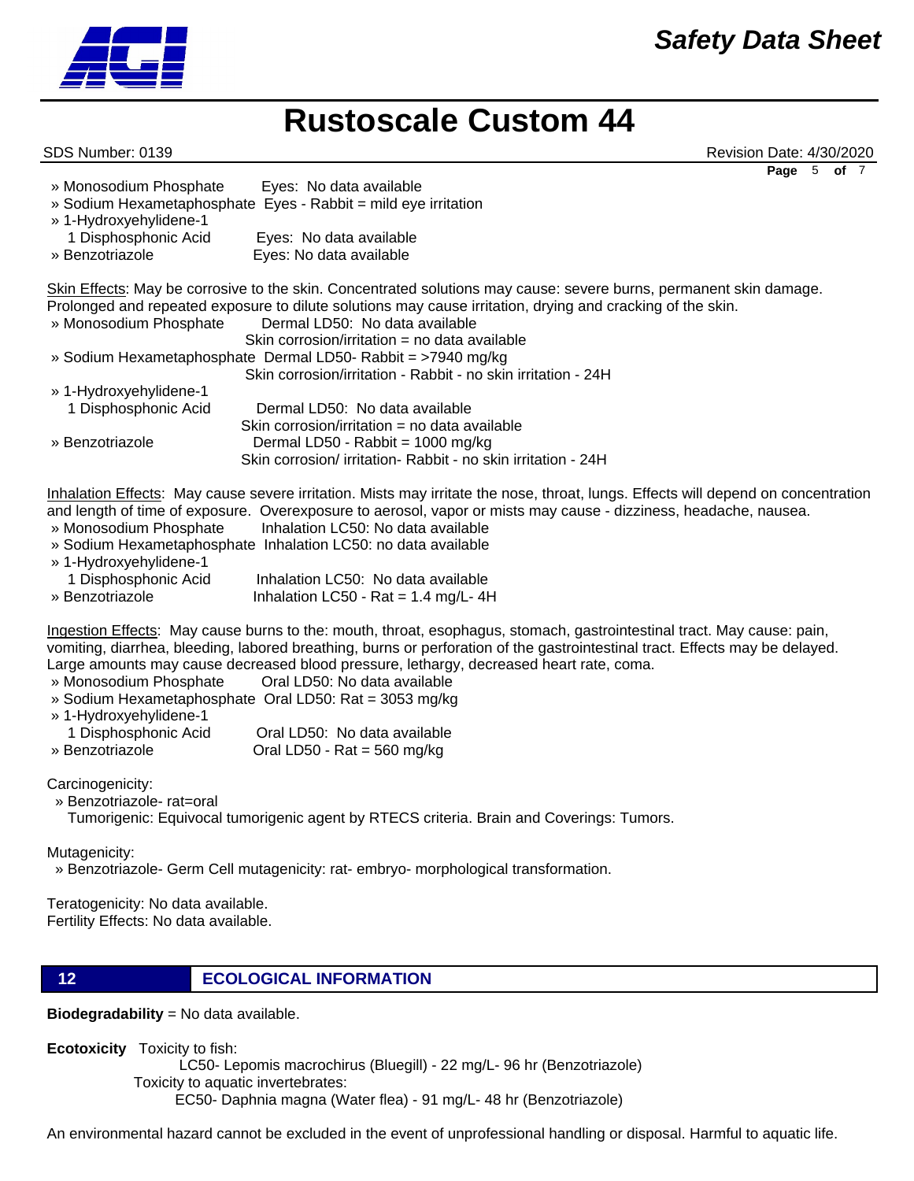» Monosodium Phosphate Eyes: No data available
» Sodium Hexametaphosphate Eyes - Rabbit = mild eye irritation
» 1-Hydroxyehylidene-1
1 Disphosphonic Acid Eyes: No data available
» Benzotriazole Eyes: No data available

Skin Effects: May be corrosive to the skin. Concentrated solutions may cause: severe burns, permanent skin damage. Prolonged and repeated exposure to dilute solutions may cause irritation, drying and cracking of the skin.
» Monosodium Phosphate Dermal LD50: No data available
Skin corrosion/irritation = no data available
» Sodium Hexametaphosphate Dermal LD50- Rabbit = >7940 mg/kg
Skin corrosion/irritation - Rabbit - no skin irritation - 24H
» 1-Hydroxyehylidene-1
1 Disphosphonic Acid Dermal LD50: No data available
Skin corrosion/irritation = no data available
» Benzotriazole Dermal LD50 - Rabbit = 1000 mg/kg
Skin corrosion/ irritation- Rabbit - no skin irritation - 24H

Inhalation Effects: May cause severe irritation. Mists may irritate the nose, throat, lungs. Effects will depend on concentration and length of time of exposure. Overexposure to aerosol, vapor or mists may cause - dizziness, headache, nausea.
» Monosodium Phosphate Inhalation LC50: No data available
» Sodium Hexametaphosphate Inhalation LC50: no data available
» 1-Hydroxyehylidene-1
1 Disphosphonic Acid Inhalation LC50: No data available
» Benzotriazole Inhalation LC50 - Rat = 1.4 mg/L- 4H

Ingestion Effects: May cause burns to the: mouth, throat, esophagus, stomach, gastrointestinal tract. May cause: pain, vomiting, diarrhea, bleeding, labored breathing, burns or perforation of the gastrointestinal tract. Effects may be delayed. Large amounts may cause decreased blood pressure, lethargy, decreased heart rate, coma.
» Monosodium Phosphate Oral LD50: No data available
» Sodium Hexametaphosphate Oral LD50: Rat = 3053 mg/kg
» 1-Hydroxyehylidene-1
1 Disphosphonic Acid Oral LD50: No data available
» Benzotriazole Oral LD50 - Rat = 560 mg/kg

Carcinogenicity:
» Benzotriazole- rat=oral
Tumorigenic: Equivocal tumorigenic agent by RTECS criteria. Brain and Coverings: Tumors.

Mutagenicity:
» Benzotriazole- Germ Cell mutagenicity: rat- embryo- morphological transformation.

Teratogenicity: No data available.
Fertility Effects: No data available.

## 12 ECOLOGICAL INFORMATION

**Biodegradability** = No data available.

**Ecotoxicity** Toxicity to fish:
LC50- Lepomis macrochirus (Bluegill) - 22 mg/L- 96 hr (Benzotriazole)
Toxicity to aquatic invertebrates:
EC50- Daphnia magna (Water flea) - 91 mg/L- 48 hr (Benzotriazole)

An environmental hazard cannot be excluded in the event of unprofessional handling or disposal. Harmful to aquatic life.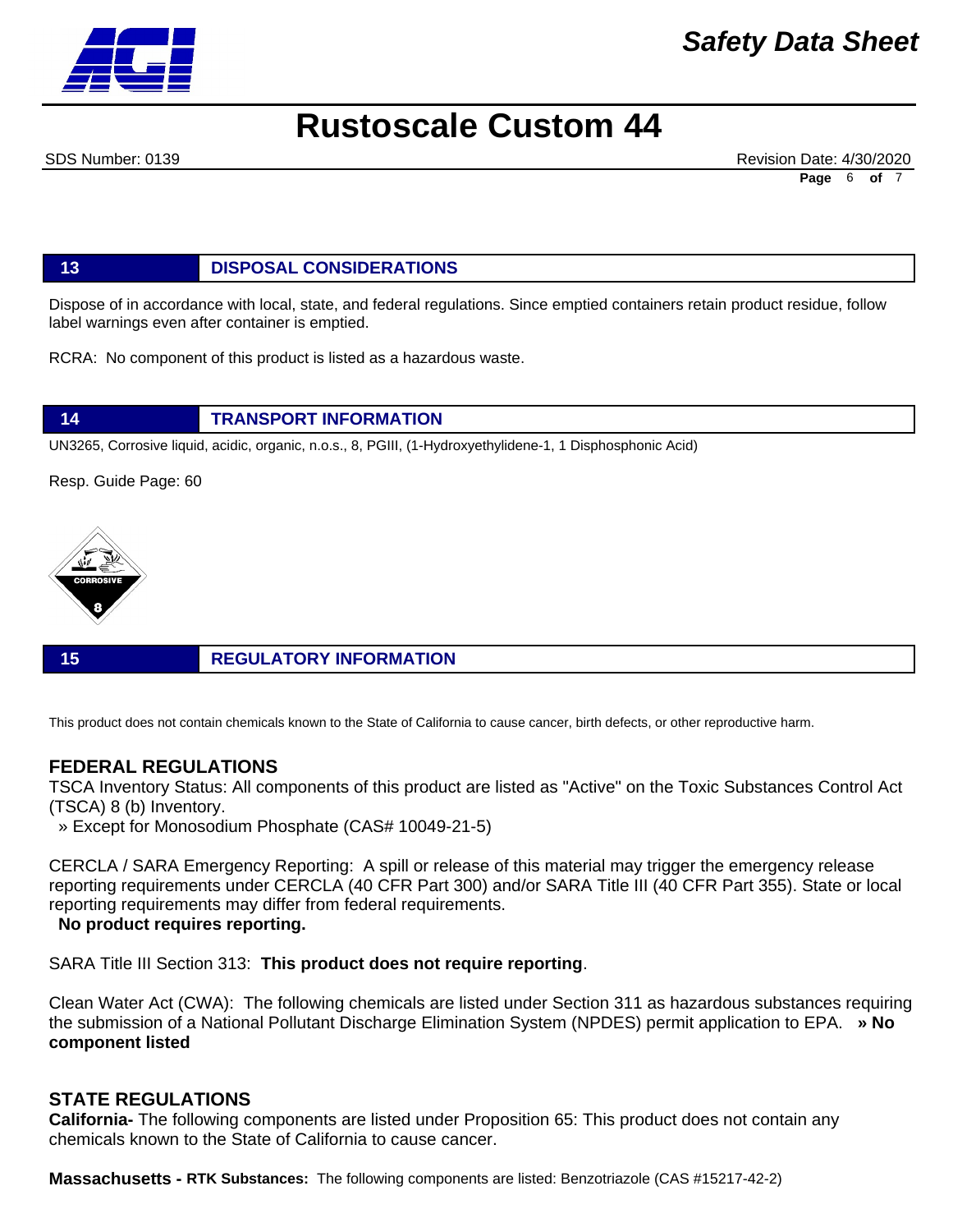## 13 DISPOSAL CONSIDERATIONS

Dispose of in accordance with local, state, and federal regulations. Since emptied containers retain product residue, follow label warnings even after container is emptied.

RCRA: No component of this product is listed as a hazardous waste.

## 14 TRANSPORT INFORMATION

UN3265, Corrosive liquid, acidic, organic, n.o.s., 8, PGIII, (1-Hydroxyethylidene-1, 1 Disphosphonic Acid)

Resp. Guide Page: 60

## 15 REGULATORY INFORMATION

This product does not contain chemicals known to the State of California to cause cancer, birth defects, or other reproductive harm.

### FEDERAL REGULATIONS

TSCA Inventory Status: All components of this product are listed as "Active" on the Toxic Substances Control Act (TSCA) 8 (b) Inventory.
» Except for Monosodium Phosphate (CAS# 10049-21-5)

CERCLA / SARA Emergency Reporting: A spill or release of this material may trigger the emergency release reporting requirements under CERCLA (40 CFR Part 300) and/or SARA Title III (40 CFR Part 355). State or local reporting requirements may differ from federal requirements.
**No product requires reporting.**

SARA Title III Section 313: **This product does not require reporting**.

Clean Water Act (CWA): The following chemicals are listed under Section 311 as hazardous substances requiring the submission of a National Pollutant Discharge Elimination System (NPDES) permit application to EPA. **» No component listed**

### STATE REGULATIONS

**California-** The following components are listed under Proposition 65: This product does not contain any chemicals known to the State of California to cause cancer.

**Massachusetts - RTK Substances:** The following components are listed: Benzotriazole (CAS #15217-42-2)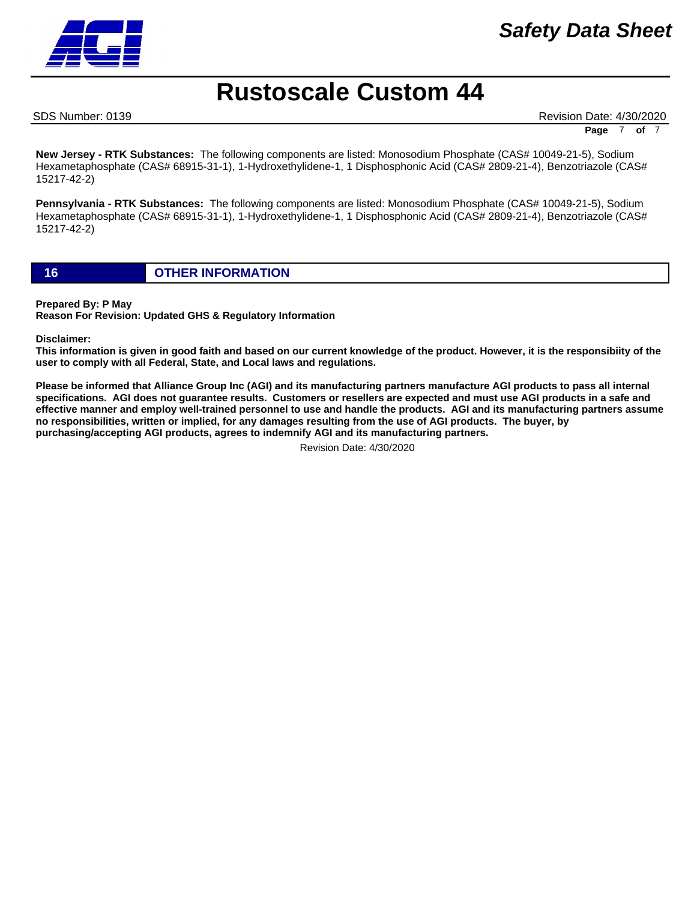**New Jersey - RTK Substances:** The following components are listed: Monosodium Phosphate (CAS# 10049-21-5), Sodium Hexametaphosphate (CAS# 68915-31-1), 1-Hydroxethylidene-1, 1 Disphosphonic Acid (CAS# 2809-21-4), Benzotriazole (CAS# 15217-42-2)

**Pennsylvania - RTK Substances:** The following components are listed: Monosodium Phosphate (CAS# 10049-21-5), Sodium Hexametaphosphate (CAS# 68915-31-1), 1-Hydroxethylidene-1, 1 Disphosphonic Acid (CAS# 2809-21-4), Benzotriazole (CAS# 15217-42-2)

## 16 OTHER INFORMATION

**Prepared By: P May**
**Reason For Revision: Updated GHS & Regulatory Information**

**Disclaimer:**
**This information is given in good faith and based on our current knowledge of the product. However, it is the responsibiity of the user to comply with all Federal, State, and Local laws and regulations.**

**Please be informed that Alliance Group Inc (AGI) and its manufacturing partners manufacture AGI products to pass all internal specifications. AGI does not guarantee results. Customers or resellers are expected and must use AGI products in a safe and effective manner and employ well-trained personnel to use and handle the products. AGI and its manufacturing partners assume no responsibilities, written or implied, for any damages resulting from the use of AGI products. The buyer, by purchasing/accepting AGI products, agrees to indemnify AGI and its manufacturing partners.**

Revision Date: 4/30/2020